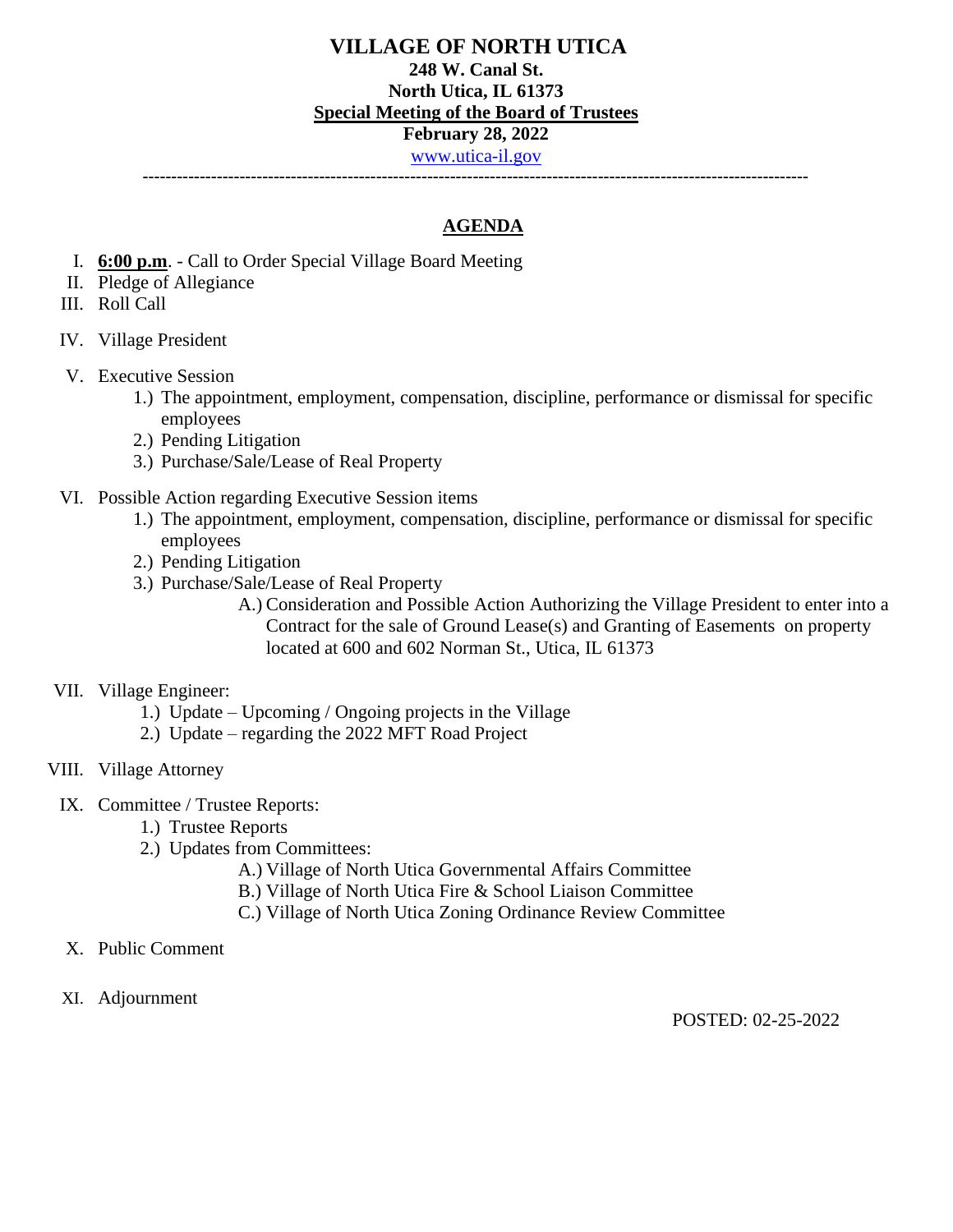# VILLAGE OF NORTH UTICA

**248 W. Canal St.**
**North Utica, IL 61373**
**Special Meeting of the Board of Trustees**
**February 28, 2022**
[www.utica-il.gov](http://www.utica-il.gov)

---

## AGENDA

I. **6:00 p.m**. - Call to Order Special Village Board Meeting

II. Pledge of Allegiance

III. Roll Call

IV. Village President

V. Executive Session
   1.) The appointment, employment, compensation, discipline, performance or dismissal for specific employees
   2.) Pending Litigation
   3.) Purchase/Sale/Lease of Real Property

VI. Possible Action regarding Executive Session items
   1.) The appointment, employment, compensation, discipline, performance or dismissal for specific employees
   2.) Pending Litigation
   3.) Purchase/Sale/Lease of Real Property
      A.) Consideration and Possible Action Authorizing the Village President to enter into a Contract for the sale of Ground Lease(s) and Granting of Easements on property located at 600 and 602 Norman St., Utica, IL 61373

VII. Village Engineer:
   1.) Update – Upcoming / Ongoing projects in the Village
   2.) Update – regarding the 2022 MFT Road Project

VIII. Village Attorney

IX. Committee / Trustee Reports:
   1.) Trustee Reports
   2.) Updates from Committees:
      A.) Village of North Utica Governmental Affairs Committee
      B.) Village of North Utica Fire & School Liaison Committee
      C.) Village of North Utica Zoning Ordinance Review Committee

X. Public Comment

XI. Adjournment

POSTED: 02-25-2022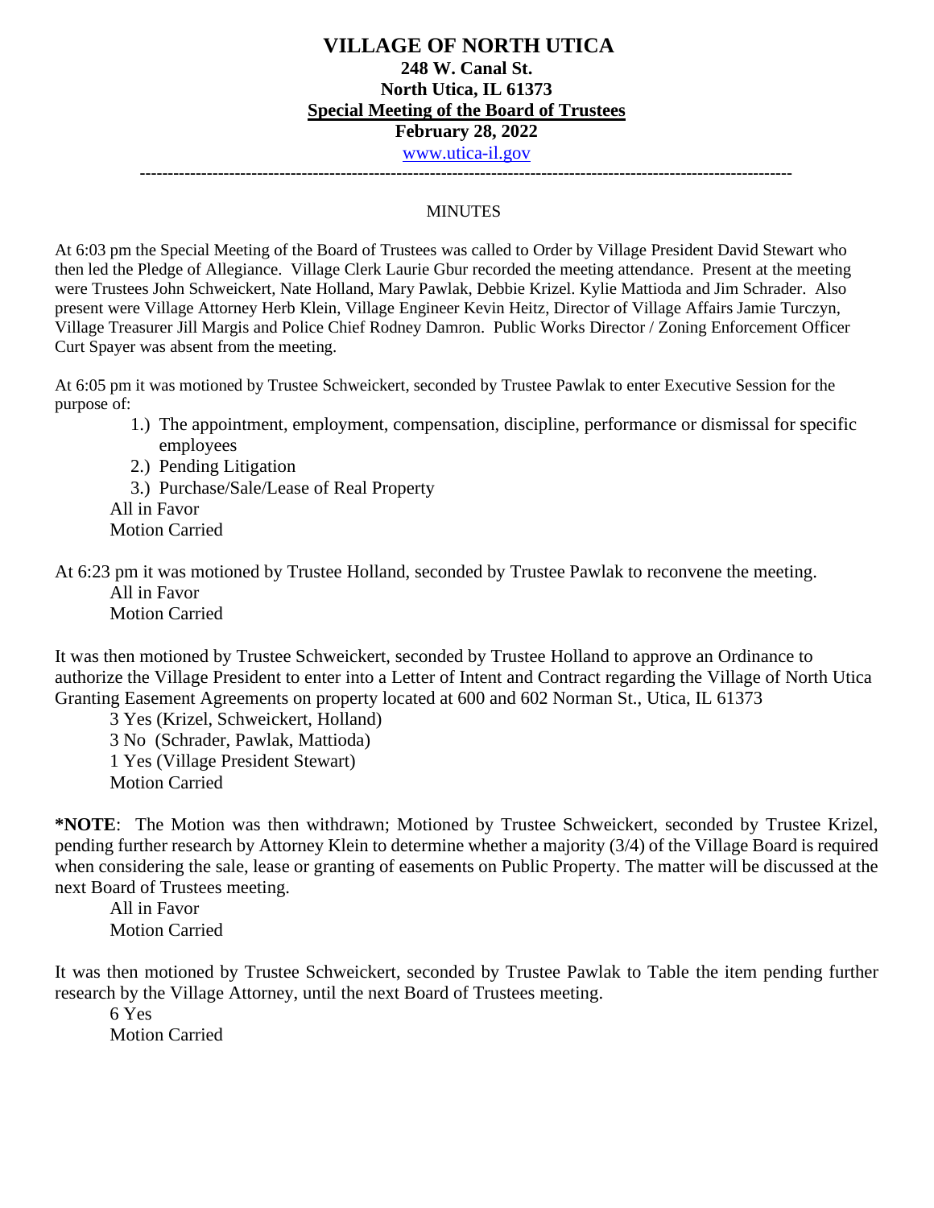# VILLAGE OF NORTH UTICA

**248 W. Canal St.**
**North Utica, IL 61373**
**Special Meeting of the Board of Trustees**
**February 28, 2022**
www.utica-il.gov

---

MINUTES

At 6:03 pm the Special Meeting of the Board of Trustees was called to Order by Village President David Stewart who then led the Pledge of Allegiance. Village Clerk Laurie Gbur recorded the meeting attendance. Present at the meeting were Trustees John Schweickert, Nate Holland, Mary Pawlak, Debbie Krizel. Kylie Mattioda and Jim Schrader. Also present were Village Attorney Herb Klein, Village Engineer Kevin Heitz, Director of Village Affairs Jamie Turczyn, Village Treasurer Jill Margis and Police Chief Rodney Damron. Public Works Director / Zoning Enforcement Officer Curt Spayer was absent from the meeting.

At 6:05 pm it was motioned by Trustee Schweickert, seconded by Trustee Pawlak to enter Executive Session for the purpose of:

1.) The appointment, employment, compensation, discipline, performance or dismissal for specific employees
2.) Pending Litigation
3.) Purchase/Sale/Lease of Real Property

All in Favor
Motion Carried

At 6:23 pm it was motioned by Trustee Holland, seconded by Trustee Pawlak to reconvene the meeting.
All in Favor
Motion Carried

It was then motioned by Trustee Schweickert, seconded by Trustee Holland to approve an Ordinance to authorize the Village President to enter into a Letter of Intent and Contract regarding the Village of North Utica Granting Easement Agreements on property located at 600 and 602 Norman St., Utica, IL 61373
3 Yes (Krizel, Schweickert, Holland)
3 No (Schrader, Pawlak, Mattioda)
1 Yes (Village President Stewart)
Motion Carried

**\*NOTE**: The Motion was then withdrawn; Motioned by Trustee Schweickert, seconded by Trustee Krizel, pending further research by Attorney Klein to determine whether a majority (3/4) of the Village Board is required when considering the sale, lease or granting of easements on Public Property. The matter will be discussed at the next Board of Trustees meeting.
All in Favor
Motion Carried

It was then motioned by Trustee Schweickert, seconded by Trustee Pawlak to Table the item pending further research by the Village Attorney, until the next Board of Trustees meeting.
6 Yes
Motion Carried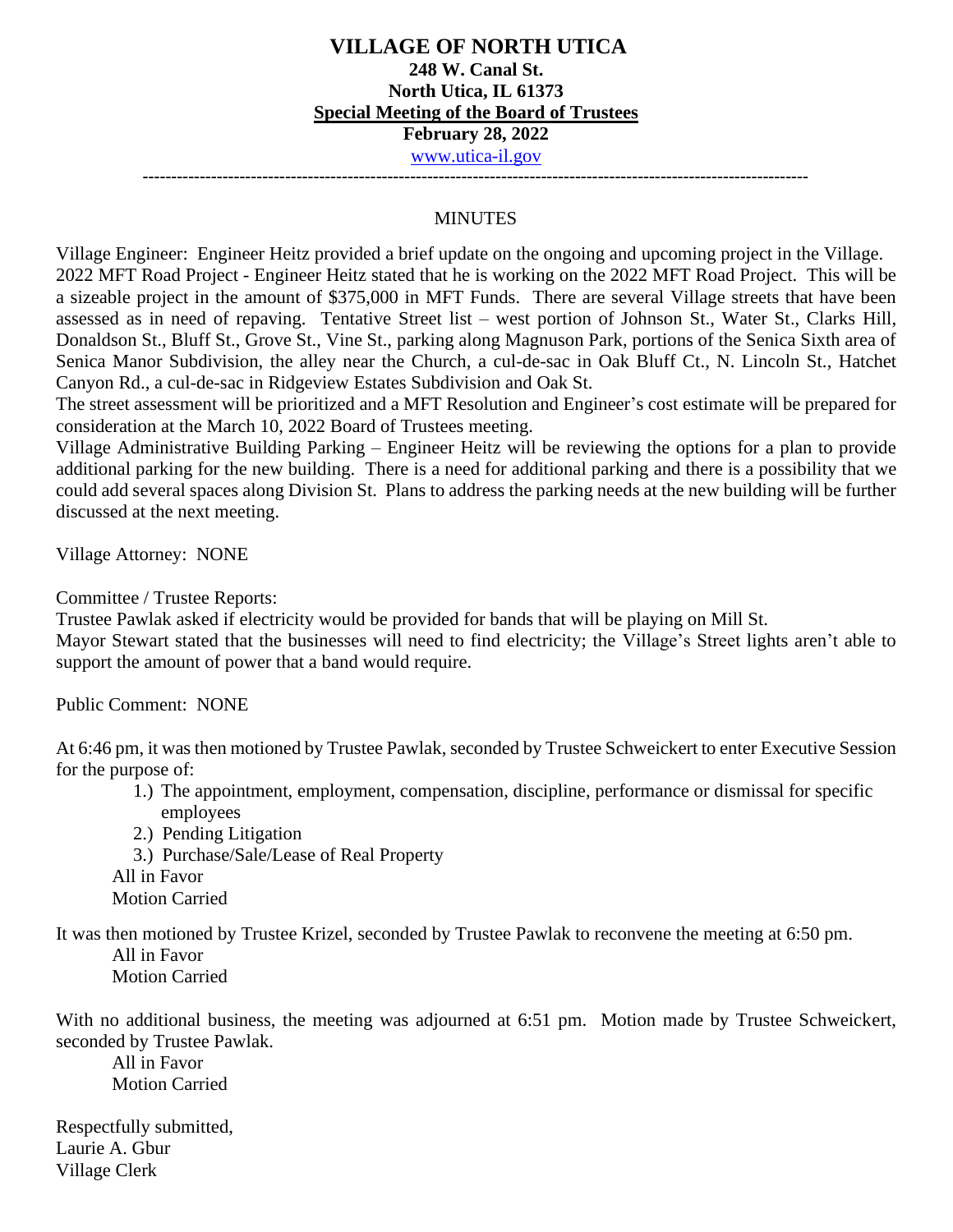# VILLAGE OF NORTH UTICA

**248 W. Canal St.**
**North Utica, IL 61373**
**Special Meeting of the Board of Trustees**
**February 28, 2022**
www.utica-il.gov

---

MINUTES

Village Engineer: Engineer Heitz provided a brief update on the ongoing and upcoming project in the Village.
2022 MFT Road Project - Engineer Heitz stated that he is working on the 2022 MFT Road Project. This will be a sizeable project in the amount of $375,000 in MFT Funds. There are several Village streets that have been assessed as in need of repaving. Tentative Street list – west portion of Johnson St., Water St., Clarks Hill, Donaldson St., Bluff St., Grove St., Vine St., parking along Magnuson Park, portions of the Senica Sixth area of Senica Manor Subdivision, the alley near the Church, a cul-de-sac in Oak Bluff Ct., N. Lincoln St., Hatchet Canyon Rd., a cul-de-sac in Ridgeview Estates Subdivision and Oak St.
The street assessment will be prioritized and a MFT Resolution and Engineer's cost estimate will be prepared for consideration at the March 10, 2022 Board of Trustees meeting.
Village Administrative Building Parking – Engineer Heitz will be reviewing the options for a plan to provide additional parking for the new building. There is a need for additional parking and there is a possibility that we could add several spaces along Division St. Plans to address the parking needs at the new building will be further discussed at the next meeting.

Village Attorney: NONE

Committee / Trustee Reports:
Trustee Pawlak asked if electricity would be provided for bands that will be playing on Mill St.
Mayor Stewart stated that the businesses will need to find electricity; the Village's Street lights aren't able to support the amount of power that a band would require.

Public Comment: NONE

At 6:46 pm, it was then motioned by Trustee Pawlak, seconded by Trustee Schweickert to enter Executive Session for the purpose of:

1.) The appointment, employment, compensation, discipline, performance or dismissal for specific employees
2.) Pending Litigation
3.) Purchase/Sale/Lease of Real Property

All in Favor
Motion Carried

It was then motioned by Trustee Krizel, seconded by Trustee Pawlak to reconvene the meeting at 6:50 pm.
All in Favor
Motion Carried

With no additional business, the meeting was adjourned at 6:51 pm. Motion made by Trustee Schweickert, seconded by Trustee Pawlak.
All in Favor
Motion Carried

Respectfully submitted,
Laurie A. Gbur
Village Clerk